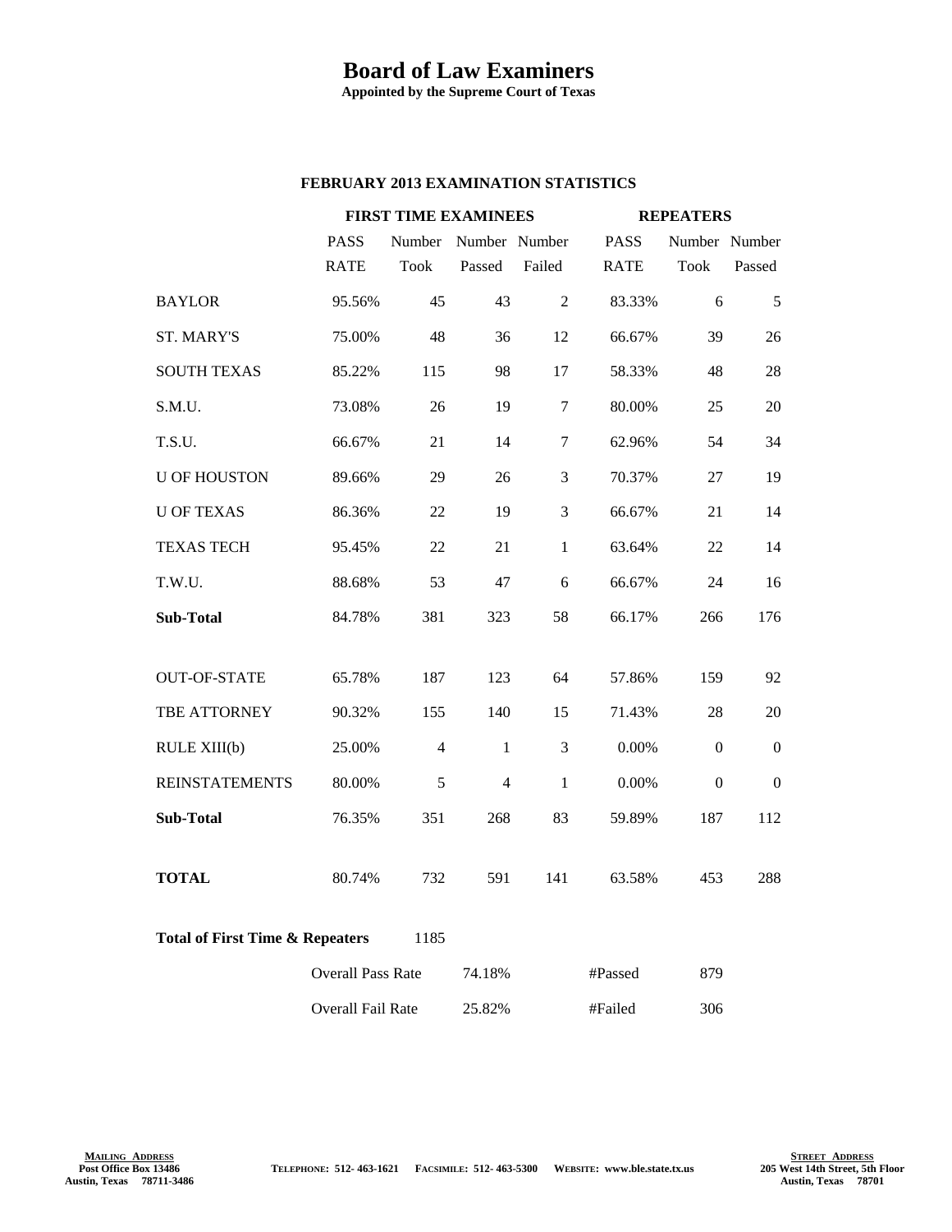# Board of Law Examiners

**Appointed by the Supreme Court of Texas**

## FEBRUARY 2013 EXAMINATION STATISTICS

| | FIRST TIME EXAMINEES | | | | REPEATERS | | |
|---|---|---|---|---|---|---|---|
| | PASS RATE | Number Took | Number Passed | Number Failed | PASS RATE | Number Took | Number Passed |
| BAYLOR | 95.56% | 45 | 43 | 2 | 83.33% | 6 | 5 |
| ST. MARY'S | 75.00% | 48 | 36 | 12 | 66.67% | 39 | 26 |
| SOUTH TEXAS | 85.22% | 115 | 98 | 17 | 58.33% | 48 | 28 |
| S.M.U. | 73.08% | 26 | 19 | 7 | 80.00% | 25 | 20 |
| T.S.U. | 66.67% | 21 | 14 | 7 | 62.96% | 54 | 34 |
| U OF HOUSTON | 89.66% | 29 | 26 | 3 | 70.37% | 27 | 19 |
| U OF TEXAS | 86.36% | 22 | 19 | 3 | 66.67% | 21 | 14 |
| TEXAS TECH | 95.45% | 22 | 21 | 1 | 63.64% | 22 | 14 |
| T.W.U. | 88.68% | 53 | 47 | 6 | 66.67% | 24 | 16 |
| **Sub-Total** | 84.78% | 381 | 323 | 58 | 66.17% | 266 | 176 |
| OUT-OF-STATE | 65.78% | 187 | 123 | 64 | 57.86% | 159 | 92 |
| TBE ATTORNEY | 90.32% | 155 | 140 | 15 | 71.43% | 28 | 20 |
| RULE XIII(b) | 25.00% | 4 | 1 | 3 | 0.00% | 0 | 0 |
| REINSTATEMENTS | 80.00% | 5 | 4 | 1 | 0.00% | 0 | 0 |
| **Sub-Total** | 76.35% | 351 | 268 | 83 | 59.89% | 187 | 112 |
| **TOTAL** | 80.74% | 732 | 591 | 141 | 63.58% | 453 | 288 |

**Total of First Time & Repeaters** 1185

| | | | |
|---|---|---|---|
| Overall Pass Rate | 74.18% | #Passed | 879 |
| Overall Fail Rate | 25.82% | #Failed | 306 |

**MAILING ADDRESS**
Post Office Box 13486
Austin, Texas 78711-3486

TELEPHONE: 512- 463-1621 FACSIMILE: 512- 463-5300 WEBSITE: www.ble.state.tx.us

**STREET ADDRESS**
205 West 14th Street, 5th Floor
Austin, Texas 78701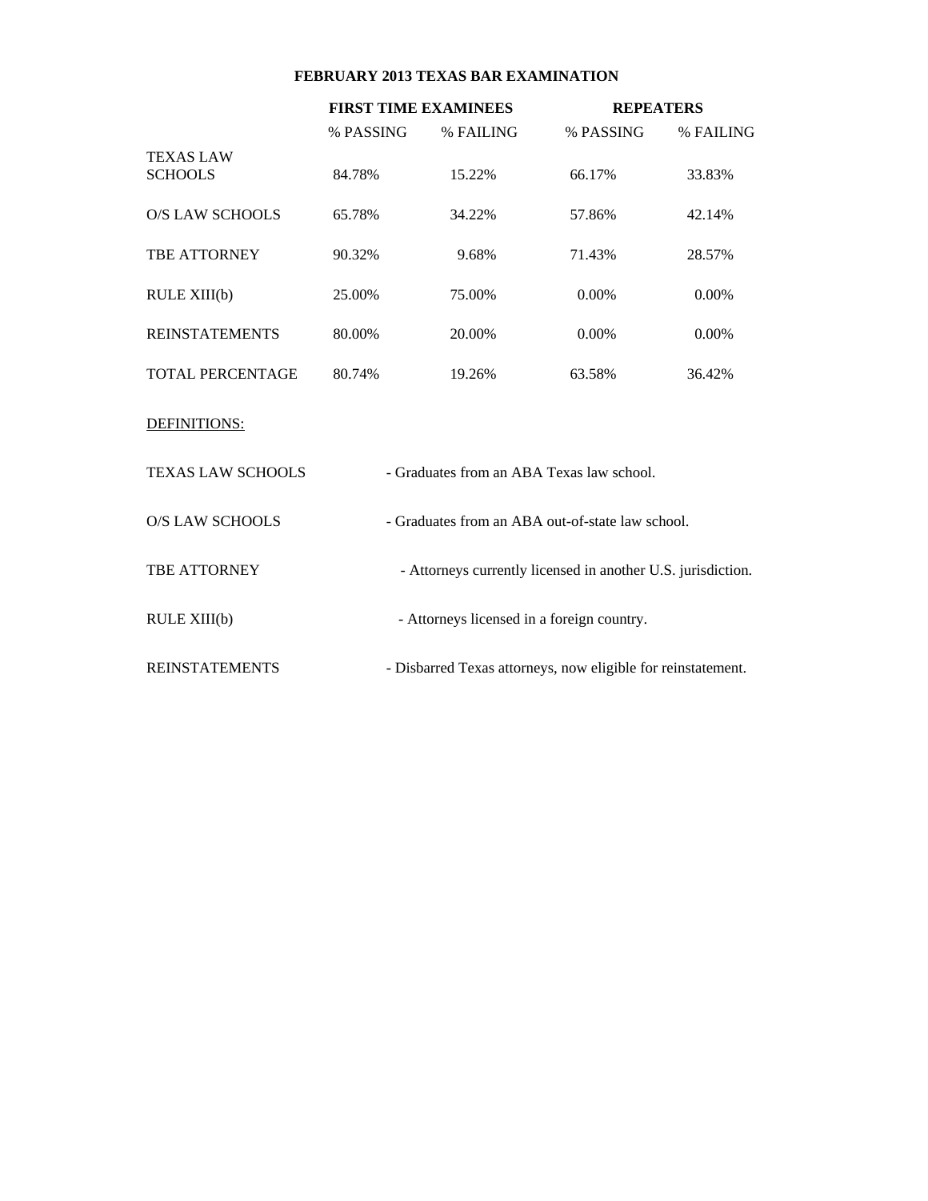# FEBRUARY 2013 TEXAS BAR EXAMINATION

| | FIRST TIME EXAMINEES | | REPEATERS | |
|---|---|---|---|---|
| | % PASSING | % FAILING | % PASSING | % FAILING |
| TEXAS LAW SCHOOLS | 84.78% | 15.22% | 66.17% | 33.83% |
| O/S LAW SCHOOLS | 65.78% | 34.22% | 57.86% | 42.14% |
| TBE ATTORNEY | 90.32% | 9.68% | 71.43% | 28.57% |
| RULE XIII(b) | 25.00% | 75.00% | 0.00% | 0.00% |
| REINSTATEMENTS | 80.00% | 20.00% | 0.00% | 0.00% |
| TOTAL PERCENTAGE | 80.74% | 19.26% | 63.58% | 36.42% |

DEFINITIONS:

| | |
|---|---|
| TEXAS LAW SCHOOLS | - Graduates from an ABA Texas law school. |
| O/S LAW SCHOOLS | - Graduates from an ABA out-of-state law school. |
| TBE ATTORNEY | - Attorneys currently licensed in another U.S. jurisdiction. |
| RULE XIII(b) | - Attorneys licensed in a foreign country. |
| REINSTATEMENTS | - Disbarred Texas attorneys, now eligible for reinstatement. |